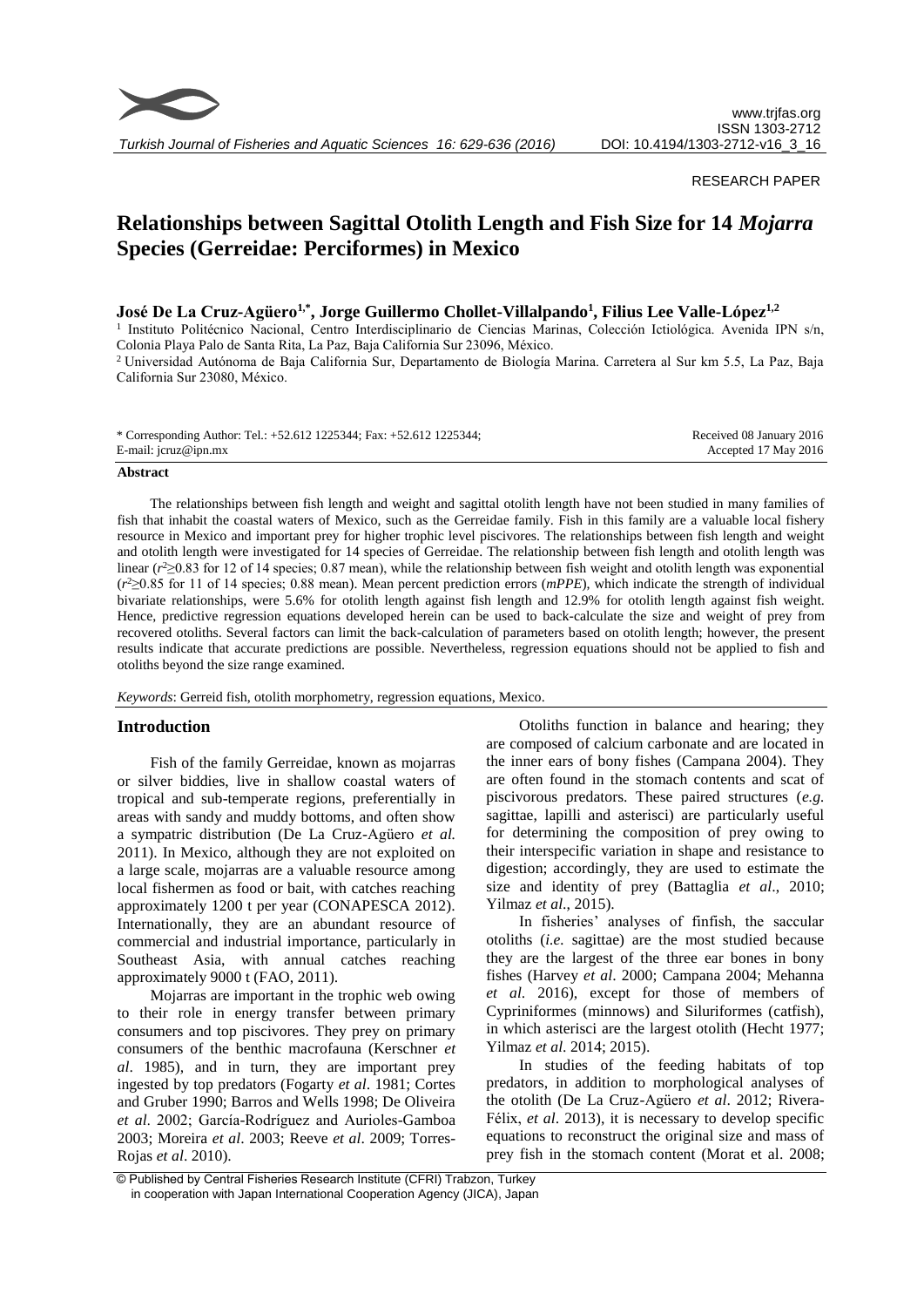RESEARCH PAPER

# Relationships between Sagittal Otolith Length and Fish Size for 14 *Mojarra* Species (Gerreidae: Perciformes) in Mexico

**José De La Cruz-Agüero[1,*], Jorge Guillermo Chollet-Villalpando[1], Filius Lee Valle-López[1,2]**

[1] Instituto Politécnico Nacional, Centro Interdisciplinario de Ciencias Marinas, Colección Ictiológica. Avenida IPN s/n, Colonia Playa Palo de Santa Rita, La Paz, Baja California Sur 23096, México.

[2] Universidad Autónoma de Baja California Sur, Departamento de Biología Marina. Carretera al Sur km 5.5, La Paz, Baja California Sur 23080, México.

\* Corresponding Author: Tel.: +52.612 1225344; Fax: +52.612 1225344;
E-mail: jcruz@ipn.mx

Received 08 January 2016
Accepted 17 May 2016

## Abstract

The relationships between fish length and weight and sagittal otolith length have not been studied in many families of fish that inhabit the coastal waters of Mexico, such as the Gerreidae family. Fish in this family are a valuable local fishery resource in Mexico and important prey for higher trophic level piscivores. The relationships between fish length and weight and otolith length were investigated for 14 species of Gerreidae. The relationship between fish length and otolith length was linear ($r^2 \geq 0.83$ for 12 of 14 species; 0.87 mean), while the relationship between fish weight and otolith length was exponential ($r^2 \geq 0.85$ for 11 of 14 species; 0.88 mean). Mean percent prediction errors (*mPPE*), which indicate the strength of individual bivariate relationships, were 5.6% for otolith length against fish length and 12.9% for otolith length against fish weight. Hence, predictive regression equations developed herein can be used to back-calculate the size and weight of prey from recovered otoliths. Several factors can limit the back-calculation of parameters based on otolith length; however, the present results indicate that accurate predictions are possible. Nevertheless, regression equations should not be applied to fish and otoliths beyond the size range examined.

*Keywords*: Gerreid fish, otolith morphometry, regression equations, Mexico.

## Introduction

Fish of the family Gerreidae, known as mojarras or silver biddies, live in shallow coastal waters of tropical and sub-temperate regions, preferentially in areas with sandy and muddy bottoms, and often show a sympatric distribution (De La Cruz-Agüero *et al.* 2011). In Mexico, although they are not exploited on a large scale, mojarras are a valuable resource among local fishermen as food or bait, with catches reaching approximately 1200 t per year (CONAPESCA 2012). Internationally, they are an abundant resource of commercial and industrial importance, particularly in Southeast Asia, with annual catches reaching approximately 9000 t (FAO, 2011).

Mojarras are important in the trophic web owing to their role in energy transfer between primary consumers and top piscivores. They prey on primary consumers of the benthic macrofauna (Kerschner *et al*. 1985), and in turn, they are important prey ingested by top predators (Fogarty *et al*. 1981; Cortes and Gruber 1990; Barros and Wells 1998; De Oliveira *et al*. 2002; García-Rodríguez and Aurioles-Gamboa 2003; Moreira *et al*. 2003; Reeve *et al*. 2009; Torres-Rojas *et al*. 2010).

Otoliths function in balance and hearing; they are composed of calcium carbonate and are located in the inner ears of bony fishes (Campana 2004). They are often found in the stomach contents and scat of piscivorous predators. These paired structures (*e.g.* sagittae, lapilli and asterisci) are particularly useful for determining the composition of prey owing to their interspecific variation in shape and resistance to digestion; accordingly, they are used to estimate the size and identity of prey (Battaglia *et al*., 2010; Yilmaz *et al*., 2015).

In fisheries' analyses of finfish, the saccular otoliths (*i.e.* sagittae) are the most studied because they are the largest of the three ear bones in bony fishes (Harvey *et al*. 2000; Campana 2004; Mehanna *et al.* 2016), except for those of members of Cypriniformes (minnows) and Siluriformes (catfish), in which asterisci are the largest otolith (Hecht 1977; Yilmaz *et al.* 2014; 2015).

In studies of the feeding habitats of top predators, in addition to morphological analyses of the otolith (De La Cruz-Agüero *et al*. 2012; Rivera-Félix, *et al*. 2013), it is necessary to develop specific equations to reconstruct the original size and mass of prey fish in the stomach content (Morat et al. 2008;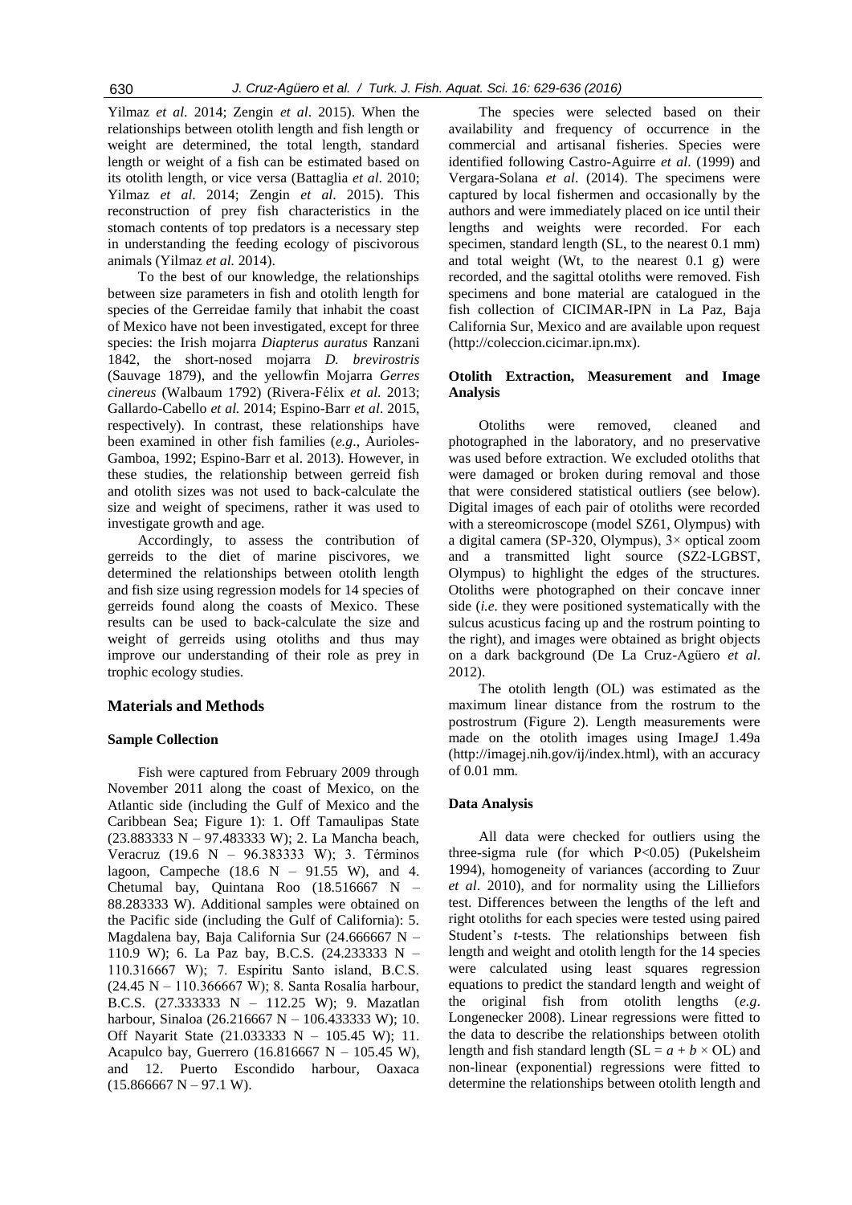Yilmaz *et al*. 2014; Zengin *et al*. 2015). When the relationships between otolith length and fish length or weight are determined, the total length, standard length or weight of a fish can be estimated based on its otolith length, or vice versa (Battaglia *et al*. 2010; Yilmaz *et al.* 2014; Zengin *et al*. 2015). This reconstruction of prey fish characteristics in the stomach contents of top predators is a necessary step in understanding the feeding ecology of piscivorous animals (Yilmaz *et al.* 2014).

To the best of our knowledge, the relationships between size parameters in fish and otolith length for species of the Gerreidae family that inhabit the coast of Mexico have not been investigated, except for three species: the Irish mojarra *Diapterus auratus* Ranzani 1842, the short-nosed mojarra *D. brevirostris* (Sauvage 1879), and the yellowfin Mojarra *Gerres cinereus* (Walbaum 1792) (Rivera-Félix *et al.* 2013; Gallardo-Cabello *et al.* 2014; Espino-Barr *et al*. 2015, respectively). In contrast, these relationships have been examined in other fish families (*e.g*., Aurioles-Gamboa, 1992; Espino-Barr et al. 2013). However, in these studies, the relationship between gerreid fish and otolith sizes was not used to back-calculate the size and weight of specimens, rather it was used to investigate growth and age.

Accordingly, to assess the contribution of gerreids to the diet of marine piscivores, we determined the relationships between otolith length and fish size using regression models for 14 species of gerreids found along the coasts of Mexico. These results can be used to back-calculate the size and weight of gerreids using otoliths and thus may improve our understanding of their role as prey in trophic ecology studies.

## Materials and Methods

### Sample Collection

Fish were captured from February 2009 through November 2011 along the coast of Mexico, on the Atlantic side (including the Gulf of Mexico and the Caribbean Sea; Figure 1): 1. Off Tamaulipas State (23.883333 N – 97.483333 W); 2. La Mancha beach, Veracruz (19.6 N – 96.383333 W); 3. Términos lagoon, Campeche (18.6 N – 91.55 W), and 4. Chetumal bay, Quintana Roo (18.516667 N – 88.283333 W). Additional samples were obtained on the Pacific side (including the Gulf of California): 5. Magdalena bay, Baja California Sur (24.666667 N – 110.9 W); 6. La Paz bay, B.C.S. (24.233333 N – 110.316667 W); 7. Espíritu Santo island, B.C.S. (24.45 N – 110.366667 W); 8. Santa Rosalía harbour, B.C.S. (27.333333 N – 112.25 W); 9. Mazatlan harbour, Sinaloa (26.216667 N – 106.433333 W); 10. Off Nayarit State (21.033333 N – 105.45 W); 11. Acapulco bay, Guerrero (16.816667 N – 105.45 W), and 12. Puerto Escondido harbour, Oaxaca (15.866667 N – 97.1 W).

The species were selected based on their availability and frequency of occurrence in the commercial and artisanal fisheries. Species were identified following Castro-Aguirre *et al*. (1999) and Vergara-Solana *et al*. (2014). The specimens were captured by local fishermen and occasionally by the authors and were immediately placed on ice until their lengths and weights were recorded. For each specimen, standard length (SL, to the nearest 0.1 mm) and total weight (Wt, to the nearest 0.1 g) were recorded, and the sagittal otoliths were removed. Fish specimens and bone material are catalogued in the fish collection of CICIMAR-IPN in La Paz, Baja California Sur, Mexico and are available upon request (http://coleccion.cicimar.ipn.mx).

### Otolith Extraction, Measurement and Image Analysis

Otoliths were removed, cleaned and photographed in the laboratory, and no preservative was used before extraction. We excluded otoliths that were damaged or broken during removal and those that were considered statistical outliers (see below). Digital images of each pair of otoliths were recorded with a stereomicroscope (model SZ61, Olympus) with a digital camera (SP-320, Olympus), 3× optical zoom and a transmitted light source (SZ2-LGBST, Olympus) to highlight the edges of the structures. Otoliths were photographed on their concave inner side (*i.e.* they were positioned systematically with the sulcus acusticus facing up and the rostrum pointing to the right), and images were obtained as bright objects on a dark background (De La Cruz-Agüero *et al*. 2012).

The otolith length (OL) was estimated as the maximum linear distance from the rostrum to the postrostrum (Figure 2). Length measurements were made on the otolith images using ImageJ 1.49a (http://imagej.nih.gov/ij/index.html), with an accuracy of 0.01 mm.

### Data Analysis

All data were checked for outliers using the three-sigma rule (for which $P<0.05$) (Pukelsheim 1994), homogeneity of variances (according to Zuur *et al*. 2010), and for normality using the Lilliefors test. Differences between the lengths of the left and right otoliths for each species were tested using paired Student's *t*-tests. The relationships between fish length and weight and otolith length for the 14 species were calculated using least squares regression equations to predict the standard length and weight of the original fish from otolith lengths (*e.g*. Longenecker 2008). Linear regressions were fitted to the data to describe the relationships between otolith length and fish standard length ($SL = a + b \times OL$) and non-linear (exponential) regressions were fitted to determine the relationships between otolith length and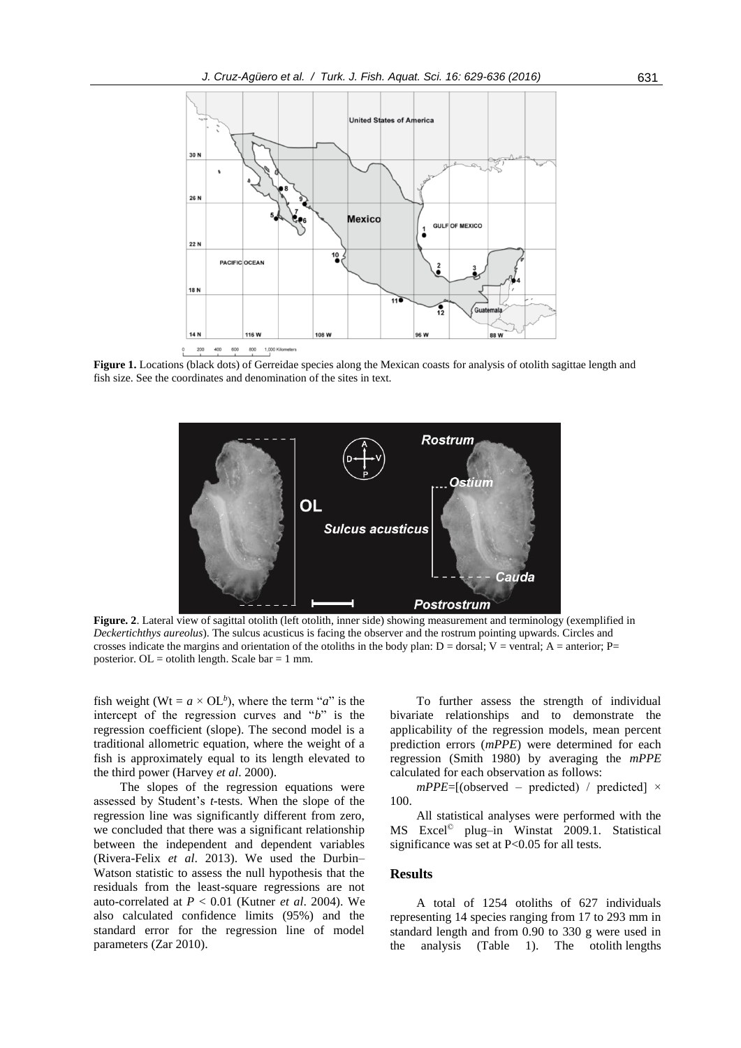**Figure 1.** Locations (black dots) of Gerreidae species along the Mexican coasts for analysis of otolith sagittae length and fish size. See the coordinates and denomination of the sites in text.

**Figure. 2**. Lateral view of sagittal otolith (left otolith, inner side) showing measurement and terminology (exemplified in *Deckertichthys aureolus*). The sulcus acusticus is facing the observer and the rostrum pointing upwards. Circles and crosses indicate the margins and orientation of the otoliths in the body plan: D = dorsal; V = ventral; A = anterior; P= posterior. OL = otolith length. Scale bar = 1 mm.

fish weight ($Wt = a \times OL^b$), where the term "*a*" is the intercept of the regression curves and "*b*" is the regression coefficient (slope). The second model is a traditional allometric equation, where the weight of a fish is approximately equal to its length elevated to the third power (Harvey *et al*. 2000).

The slopes of the regression equations were assessed by Student's *t*-tests. When the slope of the regression line was significantly different from zero, we concluded that there was a significant relationship between the independent and dependent variables (Rivera-Felix *et al*. 2013). We used the Durbin–Watson statistic to assess the null hypothesis that the residuals from the least-square regressions are not auto-correlated at $P < 0.01$ (Kutner *et al*. 2004). We also calculated confidence limits (95%) and the standard error for the regression line of model parameters (Zar 2010).

To further assess the strength of individual bivariate relationships and to demonstrate the applicability of the regression models, mean percent prediction errors (*mPPE*) were determined for each regression (Smith 1980) by averaging the *mPPE* calculated for each observation as follows:

$mPPE = [(\text{observed} - \text{predicted}) / \text{predicted}] \times 100$.

All statistical analyses were performed with the MS Excel© plug–in Winstat 2009.1. Statistical significance was set at $P<0.05$ for all tests.

## Results

A total of 1254 otoliths of 627 individuals representing 14 species ranging from 17 to 293 mm in standard length and from 0.90 to 330 g were used in the analysis (Table 1). The otolith lengths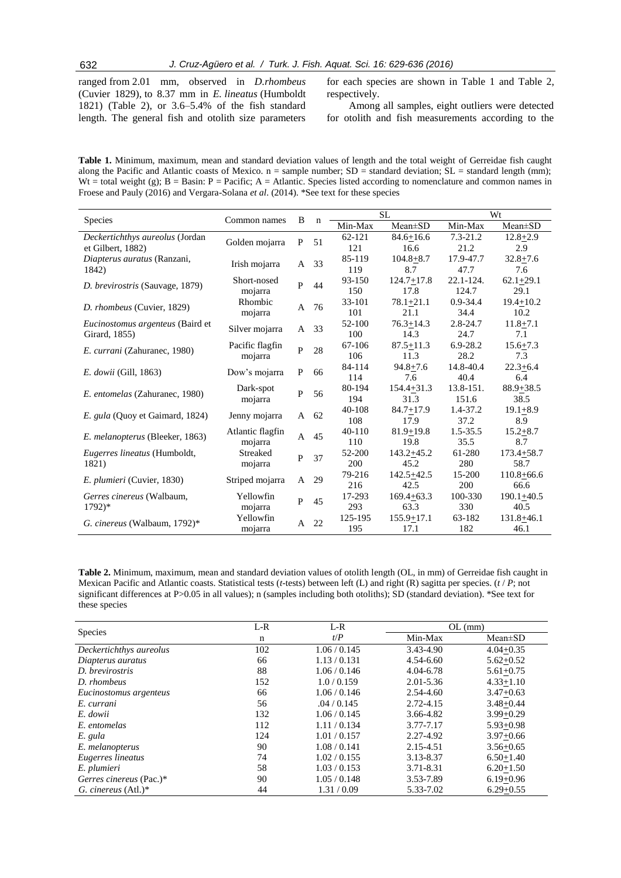ranged from 2.01 mm, observed in *D.rhombeus* (Cuvier 1829), to 8.37 mm in *E. lineatus* (Humboldt 1821) (Table 2), or 3.6–5.4% of the fish standard length. The general fish and otolith size parameters for each species are shown in Table 1 and Table 2, respectively.

Among all samples, eight outliers were detected for otolith and fish measurements according to the

**Table 1.** Minimum, maximum, mean and standard deviation values of length and the total weight of Gerreidae fish caught along the Pacific and Atlantic coasts of Mexico. n = sample number; SD = standard deviation; SL = standard length (mm); Wt = total weight (g); B = Basin: P = Pacific; A = Atlantic. Species listed according to nomenclature and common names in Froese and Pauly (2016) and Vergara-Solana *et al*. (2014). \*See text for these species

| Species | Common names | B | n | SL | | Wt | |
|---|---|---|---|---|---|---|---|
| | | | | Min-Max | Mean±SD | Min-Max | Mean±SD |
| *Deckertichthys aureolus* (Jordan et Gilbert, 1882) | Golden mojarra | P | 51 | 62-121<br>121 | 84.6+16.6<br>16.6 | 7.3-21.2<br>21.2 | 12.8+2.9<br>2.9 |
| *Diapterus auratus* (Ranzani, 1842) | Irish mojarra | A | 33 | 85-119<br>119 | 104.8+8.7<br>8.7 | 17.9-47.7<br>47.7 | 32.8+7.6<br>7.6 |
| *D. brevirostris* (Sauvage, 1879) | Short-nosed mojarra | P | 44 | 93-150<br>150 | 124.7+17.8<br>17.8 | 22.1-124.<br>124.7 | 62.1+29.1<br>29.1 |
| *D. rhombeus* (Cuvier, 1829) | Rhombic mojarra | A | 76 | 33-101<br>101 | 78.1+21.1<br>21.1 | 0.9-34.4<br>34.4 | 19.4+10.2<br>10.2 |
| *Eucinostomus argenteus* (Baird et Girard, 1855) | Silver mojarra | A | 33 | 52-100<br>100 | 76.3+14.3<br>14.3 | 2.8-24.7<br>24.7 | 11.8+7.1<br>7.1 |
| *E. currani* (Zahuranec, 1980) | Pacific flagfin mojarra | P | 28 | 67-106<br>106 | 87.5+11.3<br>11.3 | 6.9-28.2<br>28.2 | 15.6+7.3<br>7.3 |
| *E. dowii* (Gill, 1863) | Dow's mojarra | P | 66 | 84-114<br>114 | 94.8+7.6<br>7.6 | 14.8-40.4<br>40.4 | 22.3+6.4<br>6.4 |
| *E. entomelas* (Zahuranec, 1980) | Dark-spot mojarra | P | 56 | 80-194<br>194 | 154.4+31.3<br>31.3 | 13.8-151.<br>151.6 | 88.9+38.5<br>38.5 |
| *E. gula* (Quoy et Gaimard, 1824) | Jenny mojarra | A | 62 | 40-108<br>108 | 84.7+17.9<br>17.9 | 1.4-37.2<br>37.2 | 19.1+8.9<br>8.9 |
| *E. melanopterus* (Bleeker, 1863) | Atlantic flagfin mojarra | A | 45 | 40-110<br>110 | 81.9+19.8<br>19.8 | 1.5-35.5<br>35.5 | 15.2+8.7<br>8.7 |
| *Eugerres lineatus* (Humboldt, 1821) | Streaked mojarra | P | 37 | 52-200<br>200 | 143.2+45.2<br>45.2 | 61-280<br>280 | 173.4+58.7<br>58.7 |
| *E. plumieri* (Cuvier, 1830) | Striped mojarra | A | 29 | 79-216<br>216 | 142.5+42.5<br>42.5 | 15-200<br>200 | 110.8+66.6<br>66.6 |
| *Gerres cinereus* (Walbaum, 1792)\* | Yellowfin mojarra | P | 45 | 17-293<br>293 | 169.4+63.3<br>63.3 | 100-330<br>330 | 190.1+40.5<br>40.5 |
| *G. cinereus* (Walbaum, 1792)\* | Yellowfin mojarra | A | 22 | 125-195<br>195 | 155.9+17.1<br>17.1 | 63-182<br>182 | 131.8+46.1<br>46.1 |

**Table 2.** Minimum, maximum, mean and standard deviation values of otolith length (OL, in mm) of Gerreidae fish caught in Mexican Pacific and Atlantic coasts. Statistical tests (*t*-tests) between left (L) and right (R) sagitta per species. (*t* / *P*; not significant differences at P>0.05 in all values); n (samples including both otoliths); SD (standard deviation). \*See text for these species

| Species | L-R | L-R | OL (mm) | |
|---|---|---|---|---|
| | n | *t*/*P* | Min-Max | Mean±SD |
| *Deckertichthys aureolus* | 102 | 1.06 / 0.145 | 3.43-4.90 | 4.04+0.35 |
| *Diapterus auratus* | 66 | 1.13 / 0.131 | 4.54-6.60 | 5.62+0.52 |
| *D. brevirostris* | 88 | 1.06 / 0.146 | 4.04-6.78 | 5.61+0.75 |
| *D. rhombeus* | 152 | 1.0 / 0.159 | 2.01-5.36 | 4.33+1.10 |
| *Eucinostomus argenteus* | 66 | 1.06 / 0.146 | 2.54-4.60 | 3.47+0.63 |
| *E. currani* | 56 | .04 / 0.145 | 2.72-4.15 | 3.48+0.44 |
| *E. dowii* | 132 | 1.06 / 0.145 | 3.66-4.82 | 3.99+0.29 |
| *E. entomelas* | 112 | 1.11 / 0.134 | 3.77-7.17 | 5.93+0.98 |
| *E. gula* | 124 | 1.01 / 0.157 | 2.27-4.92 | 3.97+0.66 |
| *E. melanopterus* | 90 | 1.08 / 0.141 | 2.15-4.51 | 3.56+0.65 |
| *Eugerres lineatus* | 74 | 1.02 / 0.155 | 3.13-8.37 | 6.50+1.40 |
| *E. plumieri* | 58 | 1.03 / 0.153 | 3.71-8.31 | 6.20+1.50 |
| *Gerres cinereus* (Pac.)\* | 90 | 1.05 / 0.148 | 3.53-7.89 | 6.19+0.96 |
| *G. cinereus* (Atl.)\* | 44 | 1.31 / 0.09 | 5.33-7.02 | 6.29+0.55 |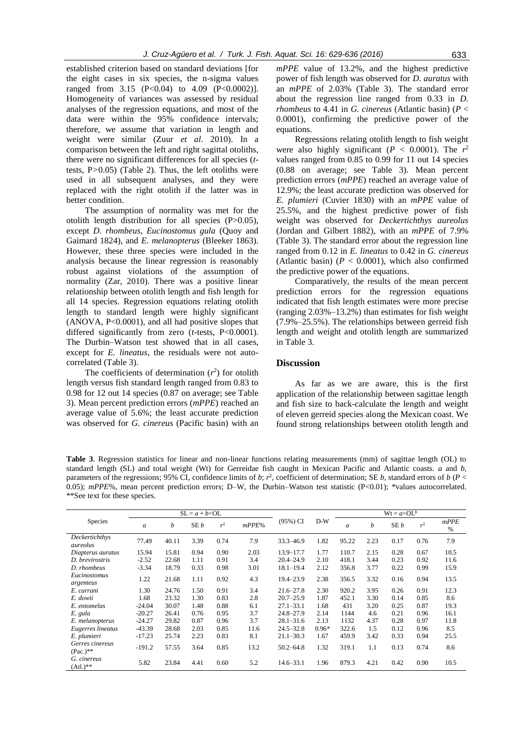established criterion based on standard deviations [for the eight cases in six species, the n-sigma values ranged from 3.15 ($P<0.04$) to 4.09 ($P<0.0002$)]. Homogeneity of variances was assessed by residual analyses of the regression equations, and most of the data were within the 95% confidence intervals; therefore, we assume that variation in length and weight were similar (Zuur *et al*. 2010). In a comparison between the left and right sagittal otoliths, there were no significant differences for all species (*t*-tests, $P>0.05$) (Table 2). Thus, the left otoliths were used in all subsequent analyses, and they were replaced with the right otolith if the latter was in better condition.

The assumption of normality was met for the otolith length distribution for all species ($P>0.05$), except *D. rhombeus*, *Eucinostomus gula* (Quoy and Gaimard 1824), and *E. melanopterus* (Bleeker 1863). However, these three species were included in the analysis because the linear regression is reasonably robust against violations of the assumption of normality (Zar, 2010). There was a positive linear relationship between otolith length and fish length for all 14 species. Regression equations relating otolith length to standard length were highly significant (ANOVA, $P<0.0001$), and all had positive slopes that differed significantly from zero (*t*-tests, $P<0.0001$). The Durbin–Watson test showed that in all cases, except for *E. lineatus*, the residuals were not auto-correlated (Table 3).

The coefficients of determination ($r^2$) for otolith length versus fish standard length ranged from 0.83 to 0.98 for 12 out 14 species (0.87 on average; see Table 3). Mean percent prediction errors (*mPPE*) reached an average value of 5.6%; the least accurate prediction was observed for *G. cinereus* (Pacific basin) with an *mPPE* value of 13.2%, and the highest predictive power of fish length was observed for *D. auratus* with an *mPPE* of 2.03% (Table 3). The standard error about the regression line ranged from 0.33 in *D. rhombeus* to 4.41 in *G. cinereus* (Atlantic basin) ($P < 0.0001$), confirming the predictive power of the equations.

Regressions relating otolith length to fish weight were also highly significant ($P < 0.0001$). The $r^2$ values ranged from 0.85 to 0.99 for 11 out 14 species (0.88 on average; see Table 3). Mean percent prediction errors (*mPPE*) reached an average value of 12.9%; the least accurate prediction was observed for *E. plumieri* (Cuvier 1830) with an *mPPE* value of 25.5%, and the highest predictive power of fish weight was observed for *Deckertichthys aureolus* (Jordan and Gilbert 1882), with an *mPPE* of 7.9% (Table 3). The standard error about the regression line ranged from 0.12 in *E. lineatus* to 0.42 in *G. cinereus* (Atlantic basin) ($P < 0.0001$), which also confirmed the predictive power of the equations.

Comparatively, the results of the mean percent prediction errors for the regression equations indicated that fish length estimates were more precise (ranging 2.03%–13.2%) than estimates for fish weight (7.9%–25.5%). The relationships between gerreid fish length and weight and otolith length are summarized in Table 3.

## Discussion

As far as we are aware, this is the first application of the relationship between sagittae length and fish size to back-calculate the length and weight of eleven gerreid species along the Mexican coast. We found strong relationships between otolith length and

**Table 3**. Regression statistics for linear and non-linear functions relating measurements (mm) of sagittae length (OL) to standard length (SL) and total weight (Wt) for Gerreidae fish caught in Mexican Pacific and Atlantic coasts. *a* and *b*, parameters of the regressions; 95% CI, confidence limits of *b*; $r^2$, coefficient of determination; SE *b*, standard errors of *b* ($P < 0.05$); *mPPE*%, mean percent prediction errors; D–W, the Durbin–Watson test statistic ($P<0.01$); *values autocorrelated. **See text for these species.

| Species | $SL = a + b \times OL$ | | | | | | | $Wt = a \times OL^b$ | | | | |
|---|---|---|---|---|---|---|---|---|---|---|---|---|
| | *a* | *b* | SE *b* | $r^2$ | *mPPE*% | (95%) CI | D-W | *a* | *b* | SE *b* | $r^2$ | *mPPE* % |
| *Deckertichthys aureolus* | 77.49 | 40.11 | 3.39 | 0.74 | 7.9 | 33.3–46.9 | 1.82 | 95.22 | 2.23 | 0.17 | 0.76 | 7.9 |
| *Diapterus auratus* | 15.94 | 15.81 | 0.94 | 0.90 | 2.03 | 13.9–17.7 | 1.77 | 110.7 | 2.15 | 0.28 | 0.67 | 10.5 |
| *D. brevirostris* | -2.52 | 22.68 | 1.11 | 0.91 | 3.4 | 20.4–24.9 | 2.10 | 418.1 | 3.44 | 0.23 | 0.92 | 11.6 |
| *D. rhombeus* | -3.34 | 18.79 | 0.33 | 0.98 | 3.01 | 18.1–19.4 | 2.12 | 356.8 | 3.77 | 0.22 | 0.99 | 15.9 |
| *Eucinostomus argenteus* | 1.22 | 21.68 | 1.11 | 0.92 | 4.3 | 19.4–23.9 | 2.38 | 356.5 | 3.32 | 0.16 | 0.94 | 13.5 |
| *E. currani* | 1.30 | 24.76 | 1.50 | 0.91 | 3.4 | 21.6–27.8 | 2.30 | 920.2 | 3.95 | 0.26 | 0.91 | 12.3 |
| *E. dowii* | 1.68 | 23.32 | 1.30 | 0.83 | 2.8 | 20.7–25.9 | 1.87 | 452.1 | 3.30 | 0.14 | 0.85 | 8.6 |
| *E. entomelas* | -24.04 | 30.07 | 1.48 | 0.88 | 6.1 | 27.1–33.1 | 1.68 | 431 | 3.20 | 0.25 | 0.87 | 19.3 |
| *E. gula* | -20.27 | 26.41 | 0.76 | 0.95 | 3.7 | 24.8–27.9 | 2.14 | 1144 | 4.6 | 0.21 | 0.96 | 16.1 |
| *E. melanopterus* | -24.27 | 29.82 | 0.87 | 0.96 | 3.7 | 28.1–31.6 | 2.13 | 1132 | 4.37 | 0.28 | 0.97 | 11.8 |
| *Eugerres lineatus* | -43.39 | 28.68 | 2.03 | 0.85 | 11.6 | 24.5–32.8 | 0.96* | 322.6 | 1.5 | 0.12 | 0.96 | 8.5 |
| *E. plumieri* | -17.23 | 25.74 | 2.23 | 0.83 | 8.1 | 21.1–30.3 | 1.67 | 459.9 | 3.42 | 0.33 | 0.94 | 25.5 |
| *Gerres cinereus* (Pac.)** | -191.2 | 57.55 | 3.64 | 0.85 | 13.2 | 50.2–64.8 | 1.32 | 319.1 | 1.1 | 0.13 | 0.74 | 8.6 |
| *G. cinereus* (Atl.)** | 5.82 | 23.84 | 4.41 | 0.60 | 5.2 | 14.6–33.1 | 1.96 | 879.3 | 4.21 | 0.42 | 0.90 | 10.5 |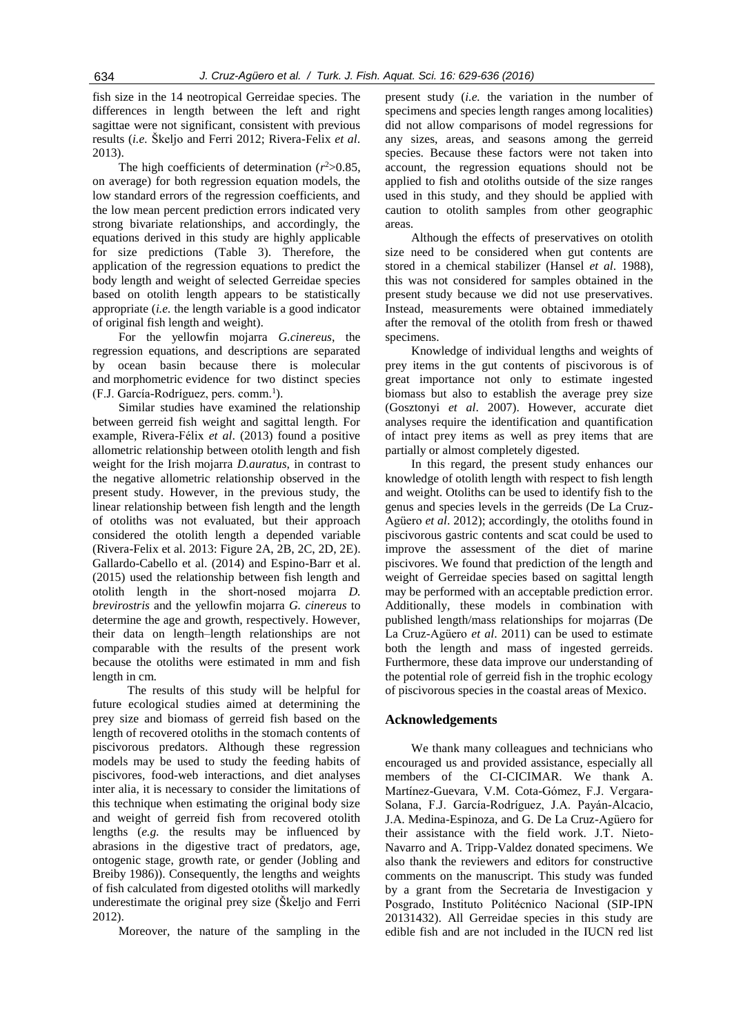fish size in the 14 neotropical Gerreidae species. The differences in length between the left and right sagittae were not significant, consistent with previous results (*i.e.* Škeljo and Ferri 2012; Rivera-Felix *et al*. 2013).

The high coefficients of determination ($r^2$>0.85, on average) for both regression equation models, the low standard errors of the regression coefficients, and the low mean percent prediction errors indicated very strong bivariate relationships, and accordingly, the equations derived in this study are highly applicable for size predictions (Table 3). Therefore, the application of the regression equations to predict the body length and weight of selected Gerreidae species based on otolith length appears to be statistically appropriate (*i.e.* the length variable is a good indicator of original fish length and weight).

For the yellowfin mojarra *G.cinereus*, the regression equations, and descriptions are separated by ocean basin because there is molecular and morphometric evidence for two distinct species (F.J. García-Rodríguez, pers. comm.[1]).

Similar studies have examined the relationship between gerreid fish weight and sagittal length. For example, Rivera-Félix *et al*. (2013) found a positive allometric relationship between otolith length and fish weight for the Irish mojarra *D.auratus*, in contrast to the negative allometric relationship observed in the present study. However, in the previous study, the linear relationship between fish length and the length of otoliths was not evaluated, but their approach considered the otolith length a depended variable (Rivera-Felix et al. 2013: Figure 2A, 2B, 2C, 2D, 2E). Gallardo-Cabello et al. (2014) and Espino-Barr et al. (2015) used the relationship between fish length and otolith length in the short-nosed mojarra *D. brevirostris* and the yellowfin mojarra *G. cinereus* to determine the age and growth, respectively. However, their data on length–length relationships are not comparable with the results of the present work because the otoliths were estimated in mm and fish length in cm.

The results of this study will be helpful for future ecological studies aimed at determining the prey size and biomass of gerreid fish based on the length of recovered otoliths in the stomach contents of piscivorous predators. Although these regression models may be used to study the feeding habits of piscivores, food-web interactions, and diet analyses inter alia, it is necessary to consider the limitations of this technique when estimating the original body size and weight of gerreid fish from recovered otolith lengths (*e.g.* the results may be influenced by abrasions in the digestive tract of predators, age, ontogenic stage, growth rate, or gender (Jobling and Breiby 1986)). Consequently, the lengths and weights of fish calculated from digested otoliths will markedly underestimate the original prey size (Škeljo and Ferri 2012).

Moreover, the nature of the sampling in the present study (*i.e.* the variation in the number of specimens and species length ranges among localities) did not allow comparisons of model regressions for any sizes, areas, and seasons among the gerreid species. Because these factors were not taken into account, the regression equations should not be applied to fish and otoliths outside of the size ranges used in this study, and they should be applied with caution to otolith samples from other geographic areas.

Although the effects of preservatives on otolith size need to be considered when gut contents are stored in a chemical stabilizer (Hansel *et al*. 1988), this was not considered for samples obtained in the present study because we did not use preservatives. Instead, measurements were obtained immediately after the removal of the otolith from fresh or thawed specimens.

Knowledge of individual lengths and weights of prey items in the gut contents of piscivorous is of great importance not only to estimate ingested biomass but also to establish the average prey size (Gosztonyi *et al*. 2007). However, accurate diet analyses require the identification and quantification of intact prey items as well as prey items that are partially or almost completely digested.

In this regard, the present study enhances our knowledge of otolith length with respect to fish length and weight. Otoliths can be used to identify fish to the genus and species levels in the gerreids (De La Cruz-Agüero *et al*. 2012); accordingly, the otoliths found in piscivorous gastric contents and scat could be used to improve the assessment of the diet of marine piscivores. We found that prediction of the length and weight of Gerreidae species based on sagittal length may be performed with an acceptable prediction error. Additionally, these models in combination with published length/mass relationships for mojarras (De La Cruz-Agüero *et al*. 2011) can be used to estimate both the length and mass of ingested gerreids. Furthermore, these data improve our understanding of the potential role of gerreid fish in the trophic ecology of piscivorous species in the coastal areas of Mexico.

## Acknowledgements

We thank many colleagues and technicians who encouraged us and provided assistance, especially all members of the CI-CICIMAR. We thank A. Martínez-Guevara, V.M. Cota-Gómez, F.J. Vergara-Solana, F.J. García-Rodríguez, J.A. Payán-Alcacio, J.A. Medina-Espinoza, and G. De La Cruz-Agüero for their assistance with the field work. J.T. Nieto-Navarro and A. Tripp-Valdez donated specimens. We also thank the reviewers and editors for constructive comments on the manuscript. This study was funded by a grant from the Secretaria de Investigacion y Posgrado, Instituto Politécnico Nacional (SIP-IPN 20131432). All Gerreidae species in this study are edible fish and are not included in the IUCN red list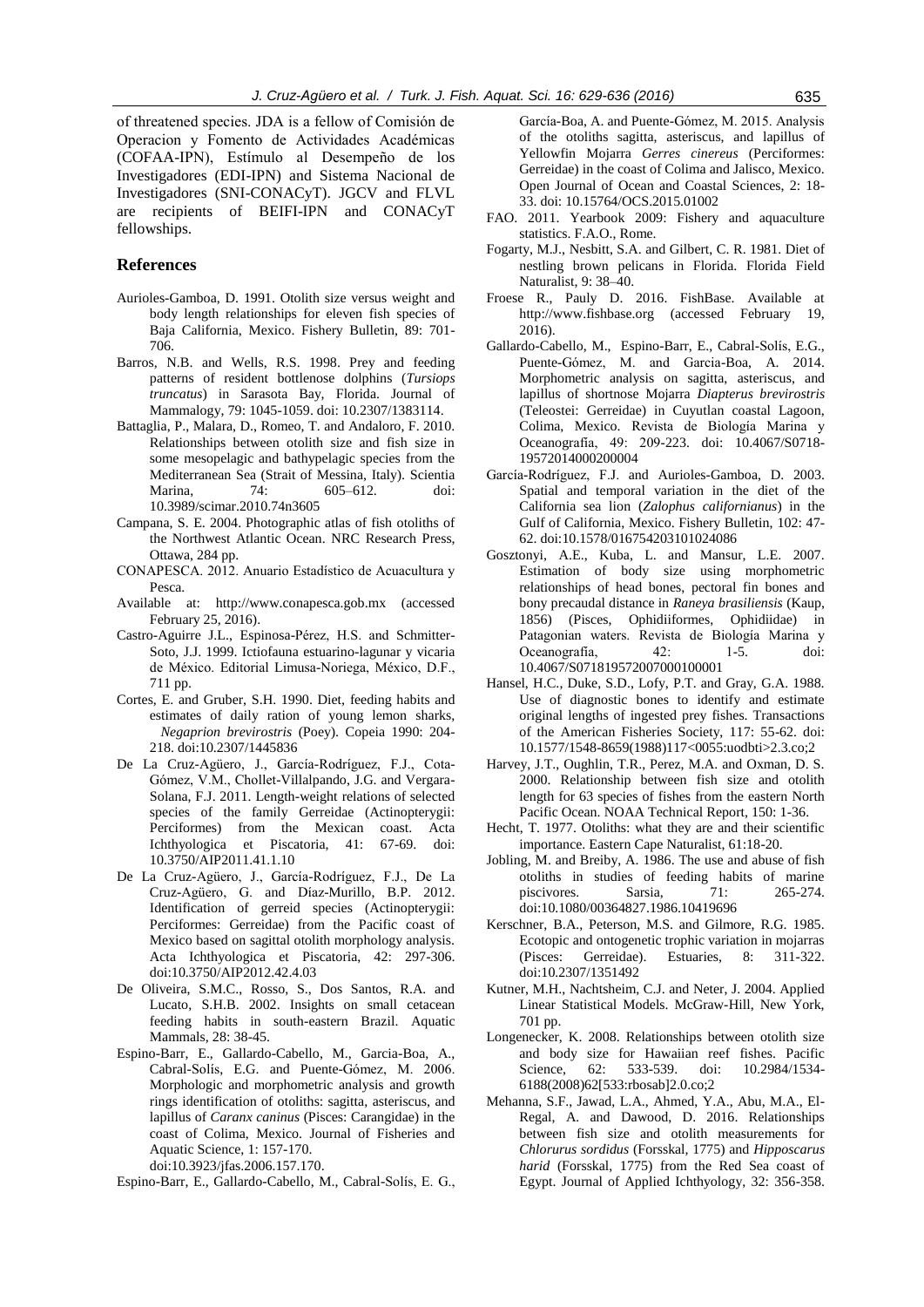of threatened species. JDA is a fellow of Comisión de Operacion y Fomento de Actividades Académicas (COFAA-IPN), Estímulo al Desempeño de los Investigadores (EDI-IPN) and Sistema Nacional de Investigadores (SNI-CONACyT). JGCV and FLVL are recipients of BEIFI-IPN and CONACyT fellowships.

## References

Aurioles-Gamboa, D. 1991. Otolith size versus weight and body length relationships for eleven fish species of Baja California, Mexico. Fishery Bulletin, 89: 701-706.

Barros, N.B. and Wells, R.S. 1998. Prey and feeding patterns of resident bottlenose dolphins (*Tursiops truncatus*) in Sarasota Bay, Florida. Journal of Mammalogy, 79: 1045-1059. doi: 10.2307/1383114.

Battaglia, P., Malara, D., Romeo, T. and Andaloro, F. 2010. Relationships between otolith size and fish size in some mesopelagic and bathypelagic species from the Mediterranean Sea (Strait of Messina, Italy). Scientia Marina, 74: 605–612. doi: 10.3989/scimar.2010.74n3605

Campana, S. E. 2004. Photographic atlas of fish otoliths of the Northwest Atlantic Ocean. NRC Research Press, Ottawa, 284 pp.

CONAPESCA. 2012. Anuario Estadístico de Acuacultura y Pesca.

Available at: http://www.conapesca.gob.mx (accessed February 25, 2016).

Castro-Aguirre J.L., Espinosa-Pérez, H.S. and Schmitter-Soto, J.J. 1999. Ictiofauna estuarino-lagunar y vicaria de México. Editorial Limusa-Noriega, México, D.F., 711 pp.

Cortes, E. and Gruber, S.H. 1990. Diet, feeding habits and estimates of daily ration of young lemon sharks, *Negaprion brevirostris* (Poey). Copeia 1990: 204-218. doi:10.2307/1445836

De La Cruz-Agüero, J., García-Rodríguez, F.J., Cota-Gómez, V.M., Chollet-Villalpando, J.G. and Vergara-Solana, F.J. 2011. Length-weight relations of selected species of the family Gerreidae (Actinopterygii: Perciformes) from the Mexican coast. Acta Ichthyologica et Piscatoria, 41: 67-69. doi: 10.3750/AIP2011.41.1.10

De La Cruz-Agüero, J., García-Rodríguez, F.J., De La Cruz-Agüero, G. and Díaz-Murillo, B.P. 2012. Identification of gerreid species (Actinopterygii: Perciformes: Gerreidae) from the Pacific coast of Mexico based on sagittal otolith morphology analysis. Acta Ichthyologica et Piscatoria, 42: 297-306. doi:10.3750/AIP2012.42.4.03

De Oliveira, S.M.C., Rosso, S., Dos Santos, R.A. and Lucato, S.H.B. 2002. Insights on small cetacean feeding habits in south-eastern Brazil. Aquatic Mammals, 28: 38-45.

Espino-Barr, E., Gallardo-Cabello, M., Garcia-Boa, A., Cabral-Solís, E.G. and Puente-Gómez, M. 2006. Morphologic and morphometric analysis and growth rings identification of otoliths: sagitta, asteriscus, and lapillus of *Caranx caninus* (Pisces: Carangidae) in the coast of Colima, Mexico. Journal of Fisheries and Aquatic Science, 1: 157-170. doi:10.3923/jfas.2006.157.170.

Espino-Barr, E., Gallardo-Cabello, M., Cabral-Solís, E. G., García-Boa, A. and Puente-Gómez, M. 2015. Analysis of the otoliths sagitta, asteriscus, and lapillus of Yellowfin Mojarra *Gerres cinereus* (Perciformes: Gerreidae) in the coast of Colima and Jalisco, Mexico. Open Journal of Ocean and Coastal Sciences, 2: 18-33. doi: 10.15764/OCS.2015.01002

FAO. 2011. Yearbook 2009: Fishery and aquaculture statistics. F.A.O., Rome.

Fogarty, M.J., Nesbitt, S.A. and Gilbert, C. R. 1981. Diet of nestling brown pelicans in Florida. Florida Field Naturalist, 9: 38–40.

Froese R., Pauly D. 2016. FishBase. Available at http://www.fishbase.org (accessed February 19, 2016).

Gallardo-Cabello, M., Espino-Barr, E., Cabral-Solís, E.G., Puente-Gómez, M. and Garcia-Boa, A. 2014. Morphometric analysis on sagitta, asteriscus, and lapillus of shortnose Mojarra *Diapterus brevirostris* (Teleostei: Gerreidae) in Cuyutlan coastal Lagoon, Colima, Mexico. Revista de Biología Marina y Oceanografía, 49: 209-223. doi: 10.4067/S0718-19572014000200004

García-Rodríguez, F.J. and Aurioles-Gamboa, D. 2003. Spatial and temporal variation in the diet of the California sea lion (*Zalophus californianus*) in the Gulf of California, Mexico. Fishery Bulletin, 102: 47-62. doi:10.1578/016754203101024086

Gosztonyi, A.E., Kuba, L. and Mansur, L.E. 2007. Estimation of body size using morphometric relationships of head bones, pectoral fin bones and bony precaudal distance in *Raneya brasiliensis* (Kaup, 1856) (Pisces, Ophidiiformes, Ophidiidae) in Patagonian waters. Revista de Biología Marina y Oceanografía, 42: 1-5. doi: 10.4067/S0718195720070001000001

Hansel, H.C., Duke, S.D., Lofy, P.T. and Gray, G.A. 1988. Use of diagnostic bones to identify and estimate original lengths of ingested prey fishes. Transactions of the American Fisheries Society, 117: 55-62. doi: 10.1577/1548-8659(1988)117<0055:uodbti>2.3.co;2

Harvey, J.T., Oughlin, T.R., Perez, M.A. and Oxman, D. S. 2000. Relationship between fish size and otolith length for 63 species of fishes from the eastern North Pacific Ocean. NOAA Technical Report, 150: 1-36.

Hecht, T. 1977. Otoliths: what they are and their scientific importance. Eastern Cape Naturalist, 61:18-20.

Jobling, M. and Breiby, A. 1986. The use and abuse of fish otoliths in studies of feeding habits of marine piscivores. Sarsia, 71: 265-274. doi:10.1080/00364827.1986.10419696

Kerschner, B.A., Peterson, M.S. and Gilmore, R.G. 1985. Ecotopic and ontogenetic trophic variation in mojarras (Pisces: Gerreidae). Estuaries, 8: 311-322. doi:10.2307/1351492

Kutner, M.H., Nachtsheim, C.J. and Neter, J. 2004. Applied Linear Statistical Models. McGraw-Hill, New York, 701 pp.

Longenecker, K. 2008. Relationships between otolith size and body size for Hawaiian reef fishes. Pacific Science, 62: 533-539. doi: 10.2984/1534-6188(2008)62[533:rbosab]2.0.co;2

Mehanna, S.F., Jawad, L.A., Ahmed, Y.A., Abu, M.A., El-Regal, A. and Dawood, D. 2016. Relationships between fish size and otolith measurements for *Chlorurus sordidus* (Forsskal, 1775) and *Hipposcarus harid* (Forsskal, 1775) from the Red Sea coast of Egypt. Journal of Applied Ichthyology, 32: 356-358.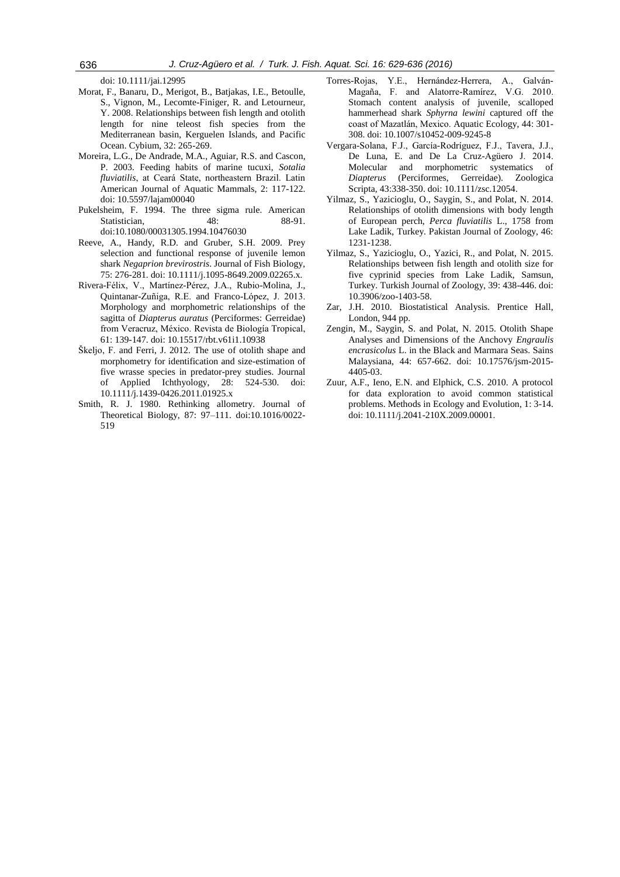doi: 10.1111/jai.12995

Morat, F., Banaru, D., Merigot, B., Batjakas, I.E., Betoulle, S., Vignon, M., Lecomte-Finiger, R. and Letourneur, Y. 2008. Relationships between fish length and otolith length for nine teleost fish species from the Mediterranean basin, Kerguelen Islands, and Pacific Ocean. Cybium, 32: 265-269.

Moreira, L.G., De Andrade, M.A., Aguiar, R.S. and Cascon, P. 2003. Feeding habits of marine tucuxi, *Sotalia fluviatilis*, at Ceará State, northeastern Brazil. Latin American Journal of Aquatic Mammals, 2: 117-122. doi: 10.5597/lajam00040

Pukelsheim, F. 1994. The three sigma rule. American Statistician, 48: 88-91. doi:10.1080/00031305.1994.10476030

Reeve, A., Handy, R.D. and Gruber, S.H. 2009. Prey selection and functional response of juvenile lemon shark *Negaprion brevirostris*. Journal of Fish Biology, 75: 276-281. doi: 10.1111/j.1095-8649.2009.02265.x.

Rivera-Félix, V., Martínez-Pérez, J.A., Rubio-Molina, J., Quintanar-Zuñiga, R.E. and Franco-López, J. 2013. Morphology and morphometric relationships of the sagitta of *Diapterus auratus* (Perciformes: Gerreidae) from Veracruz, México. Revista de Biología Tropical, 61: 139-147. doi: 10.15517/rbt.v61i1.10938

Škeljo, F. and Ferri, J. 2012. The use of otolith shape and morphometry for identification and size-estimation of five wrasse species in predator-prey studies. Journal of Applied Ichthyology, 28: 524-530. doi: 10.1111/j.1439-0426.2011.01925.x

Smith, R. J. 1980. Rethinking allometry. Journal of Theoretical Biology, 87: 97–111. doi:10.1016/0022-519

Torres-Rojas, Y.E., Hernández-Herrera, A., Galván-Magaña, F. and Alatorre-Ramírez, V.G. 2010. Stomach content analysis of juvenile, scalloped hammerhead shark *Sphyrna lewini* captured off the coast of Mazatlán, Mexico. Aquatic Ecology, 44: 301-308. doi: 10.1007/s10452-009-9245-8

Vergara-Solana, F.J., García-Rodríguez, F.J., Tavera, J.J., De Luna, E. and De La Cruz-Agüero J. 2014. Molecular and morphometric systematics of *Diapterus* (Perciformes, Gerreidae). Zoologica Scripta, 43:338-350. doi: 10.1111/zsc.12054.

Yilmaz, S., Yazicioglu, O., Saygin, S., and Polat, N. 2014. Relationships of otolith dimensions with body length of European perch, *Perca fluviatilis* L., 1758 from Lake Ladik, Turkey. Pakistan Journal of Zoology, 46: 1231-1238.

Yilmaz, S., Yazicioglu, O., Yazici, R., and Polat, N. 2015. Relationships between fish length and otolith size for five cyprinid species from Lake Ladik, Samsun, Turkey. Turkish Journal of Zoology, 39: 438-446. doi: 10.3906/zoo-1403-58.

Zar, J.H. 2010. Biostatistical Analysis. Prentice Hall, London, 944 pp.

Zengin, M., Saygin, S. and Polat, N. 2015. Otolith Shape Analyses and Dimensions of the Anchovy *Engraulis encrasicolus* L. in the Black and Marmara Seas. Sains Malaysiana, 44: 657-662. doi: 10.17576/jsm-2015-4405-03.

Zuur, A.F., Ieno, E.N. and Elphick, C.S. 2010. A protocol for data exploration to avoid common statistical problems. Methods in Ecology and Evolution, 1: 3-14. doi: 10.1111/j.2041-210X.2009.00001.